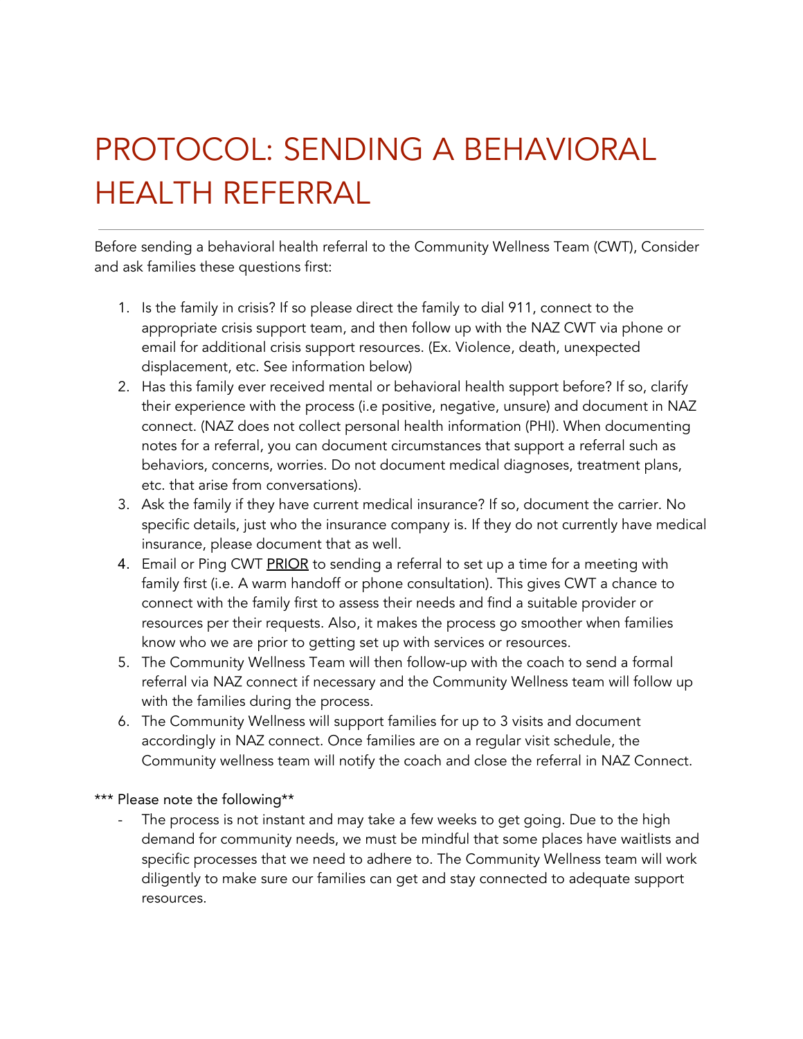# PROTOCOL: SENDING A BEHAVIORAL HEALTH REFERRAL

---

Before sending a behavioral health referral to the Community Wellness Team (CWT), Consider and ask families these questions first:

1. Is the family in crisis? If so please direct the family to dial 911, connect to the appropriate crisis support team, and then follow up with the NAZ CWT via phone or email for additional crisis support resources. (Ex. Violence, death, unexpected displacement, etc. See information below)
2. Has this family ever received mental or behavioral health support before? If so, clarify their experience with the process (i.e positive, negative, unsure) and document in NAZ connect. (NAZ does not collect personal health information (PHI). When documenting notes for a referral, you can document circumstances that support a referral such as behaviors, concerns, worries. Do not document medical diagnoses, treatment plans, etc. that arise from conversations).
3. Ask the family if they have current medical insurance? If so, document the carrier. No specific details, just who the insurance company is. If they do not currently have medical insurance, please document that as well.
4. Email or Ping CWT <u>PRIOR</u> to sending a referral to set up a time for a meeting with family first (i.e. A warm handoff or phone consultation). This gives CWT a chance to connect with the family first to assess their needs and find a suitable provider or resources per their requests. Also, it makes the process go smoother when families know who we are prior to getting set up with services or resources.
5. The Community Wellness Team will then follow-up with the coach to send a formal referral via NAZ connect if necessary and the Community Wellness team will follow up with the families during the process.
6. The Community Wellness will support families for up to 3 visits and document accordingly in NAZ connect. Once families are on a regular visit schedule, the Community wellness team will notify the coach and close the referral in NAZ Connect.

*** Please note the following**

- The process is not instant and may take a few weeks to get going. Due to the high demand for community needs, we must be mindful that some places have waitlists and specific processes that we need to adhere to. The Community Wellness team will work diligently to make sure our families can get and stay connected to adequate support resources.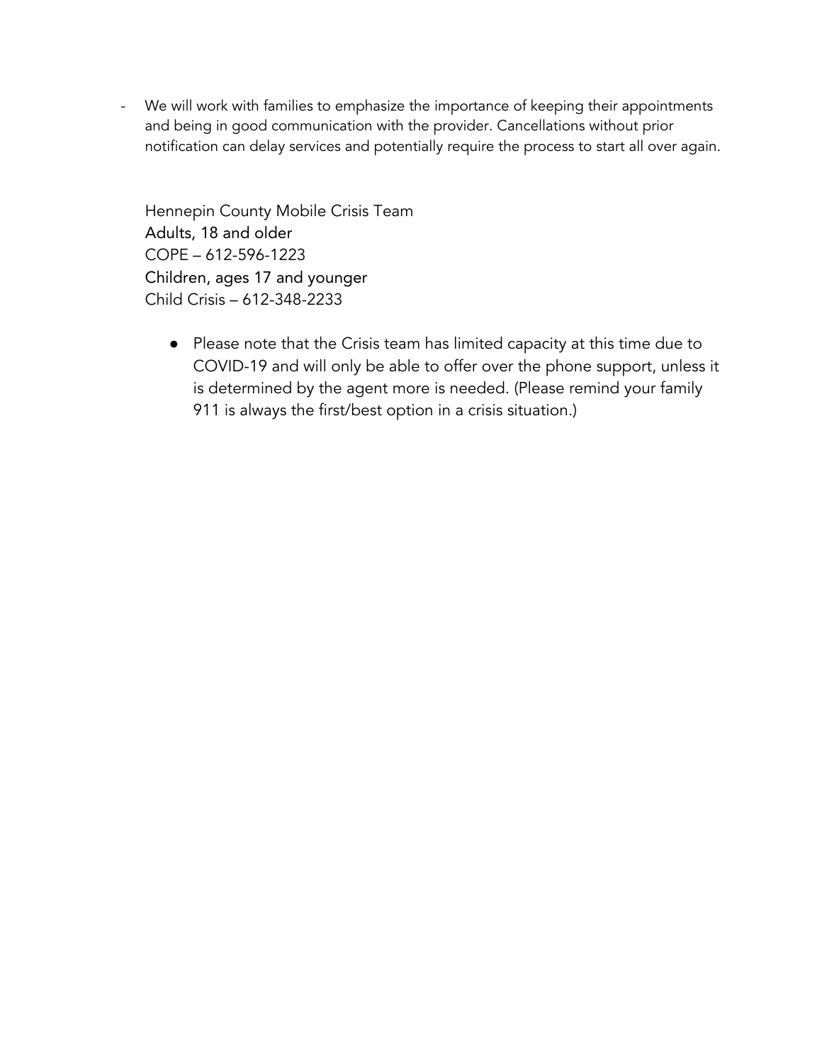- We will work with families to emphasize the importance of keeping their appointments and being in good communication with the provider. Cancellations without prior notification can delay services and potentially require the process to start all over again.

Hennepin County Mobile Crisis Team
Adults, 18 and older
COPE – 612-596-1223
Children, ages 17 and younger
Child Crisis – 612-348-2233

- Please note that the Crisis team has limited capacity at this time due to COVID-19 and will only be able to offer over the phone support, unless it is determined by the agent more is needed. (Please remind your family 911 is always the first/best option in a crisis situation.)